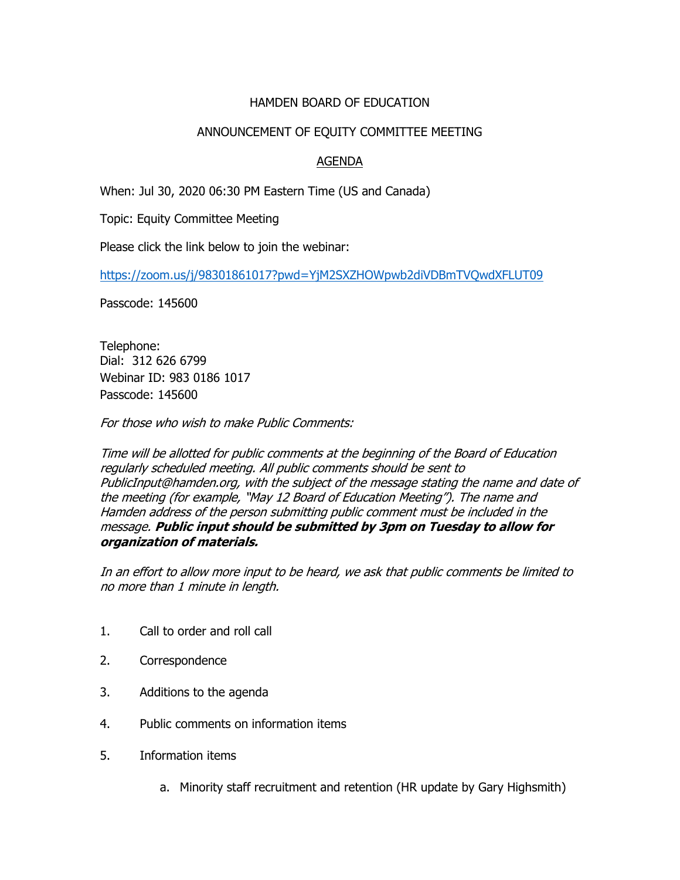HAMDEN BOARD OF EDUCATION

ANNOUNCEMENT OF EQUITY COMMITTEE MEETING

AGENDA

When: Jul 30, 2020 06:30 PM Eastern Time (US and Canada)

Topic: Equity Committee Meeting

Please click the link below to join the webinar:

https://zoom.us/j/98301861017?pwd=YjM2SXZHOWpwb2diVDBmTVQwdXFLUT09

Passcode: 145600

Telephone:
Dial: 312 626 6799
Webinar ID: 983 0186 1017
Passcode: 145600

*For those who wish to make Public Comments:*

*Time will be allotted for public comments at the beginning of the Board of Education regularly scheduled meeting. All public comments should be sent to PublicInput@hamden.org, with the subject of the message stating the name and date of the meeting (for example, "May 12 Board of Education Meeting"). The name and Hamden address of the person submitting public comment must be included in the message.* ***Public input should be submitted by 3pm on Tuesday to allow for organization of materials.***

*In an effort to allow more input to be heard, we ask that public comments be limited to no more than 1 minute in length.*

1. Call to order and roll call
2. Correspondence
3. Additions to the agenda
4. Public comments on information items
5. Information items
   a. Minority staff recruitment and retention (HR update by Gary Highsmith)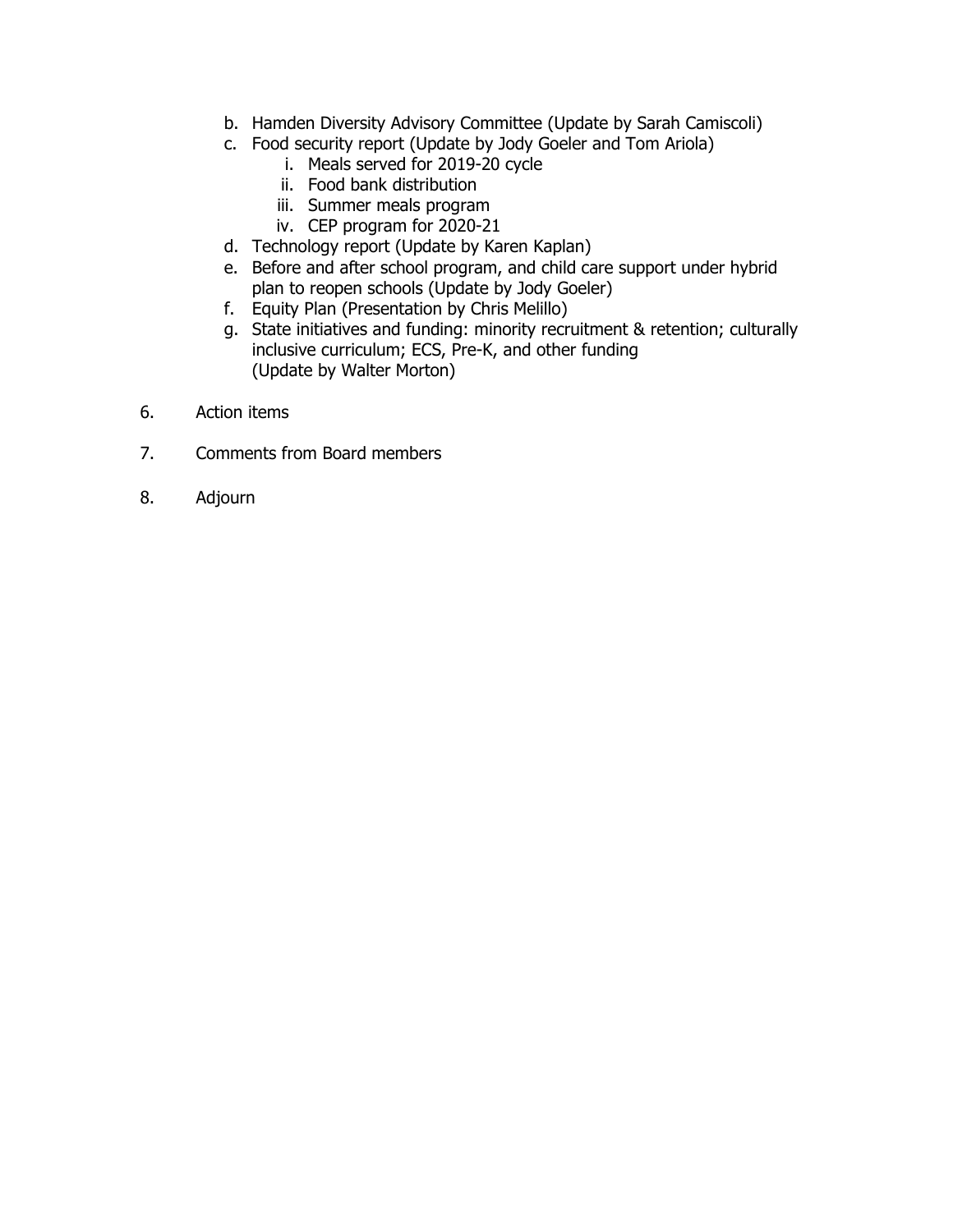b. Hamden Diversity Advisory Committee (Update by Sarah Camiscoli)
c. Food security report (Update by Jody Goeler and Tom Ariola)
   i. Meals served for 2019-20 cycle
   ii. Food bank distribution
   iii. Summer meals program
   iv. CEP program for 2020-21
d. Technology report (Update by Karen Kaplan)
e. Before and after school program, and child care support under hybrid plan to reopen schools (Update by Jody Goeler)
f. Equity Plan (Presentation by Chris Melillo)
g. State initiatives and funding: minority recruitment & retention; culturally inclusive curriculum; ECS, Pre-K, and other funding (Update by Walter Morton)

6. Action items

7. Comments from Board members

8. Adjourn